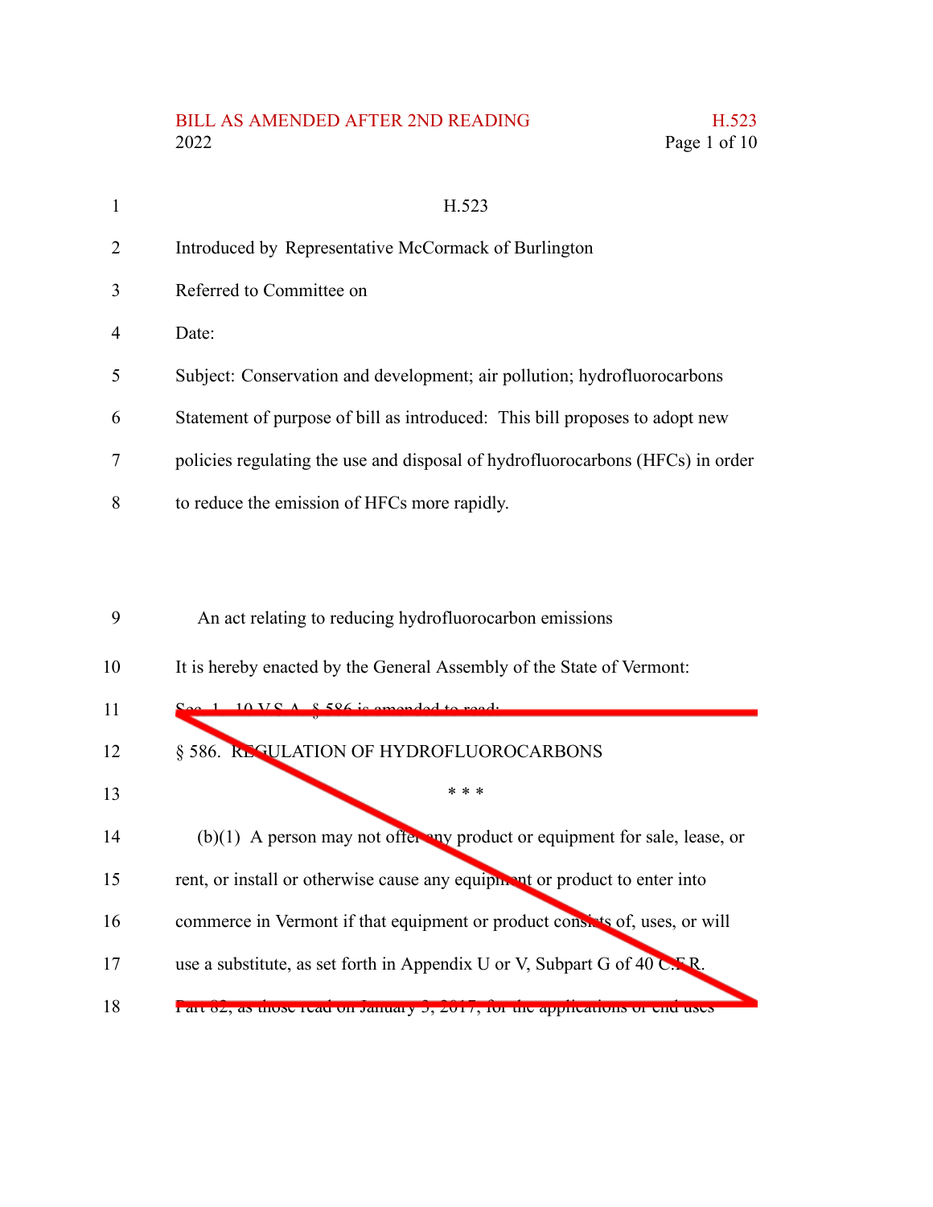H.523

Introduced by Representative McCormack of Burlington

Referred to Committee on

Date:

Subject: Conservation and development; air pollution; hydrofluorocarbons

Statement of purpose of bill as introduced: This bill proposes to adopt new policies regulating the use and disposal of hydrofluorocarbons (HFCs) in order to reduce the emission of HFCs more rapidly.

An act relating to reducing hydrofluorocarbon emissions

It is hereby enacted by the General Assembly of the State of Vermont:

Sec. 1. 10 V.S.A. § 586 is amended to read:

§ 586. REGULATION OF HYDROFLUOROCARBONS

\* \* \*

(b)(1) A person may not offer any product or equipment for sale, lease, or rent, or install or otherwise cause any equipment or product to enter into commerce in Vermont if that equipment or product consists of, uses, or will use a substitute, as set forth in Appendix U or V, Subpart G of 40 C.F.R. Part 82, as those read on January 3, 2017, for the applications or end uses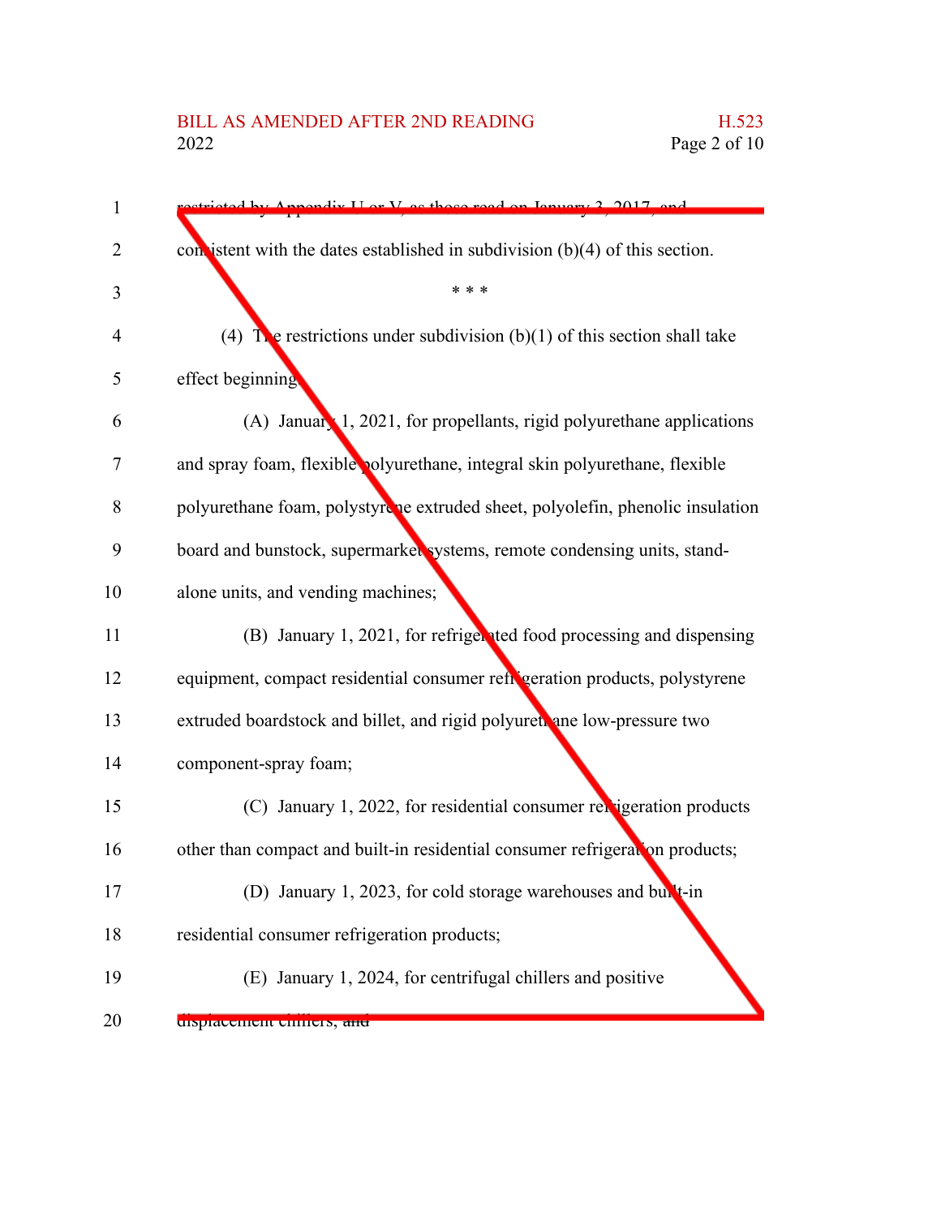restricted by Appendix U or V, as those read on January 3, 2017, and consistent with the dates established in subdivision (b)(4) of this section.

\* \* \*

(4) The restrictions under subdivision (b)(1) of this section shall take effect beginning:

(A) January 1, 2021, for propellants, rigid polyurethane applications and spray foam, flexible polyurethane, integral skin polyurethane, flexible polyurethane foam, polystyrene extruded sheet, polyolefin, phenolic insulation board and bunstock, supermarket systems, remote condensing units, stand-alone units, and vending machines;

(B) January 1, 2021, for refrigerated food processing and dispensing equipment, compact residential consumer refrigeration products, polystyrene extruded boardstock and billet, and rigid polyurethane low-pressure two component-spray foam;

(C) January 1, 2022, for residential consumer refrigeration products other than compact and built-in residential consumer refrigeration products;

(D) January 1, 2023, for cold storage warehouses and built-in residential consumer refrigeration products;

(E) January 1, 2024, for centrifugal chillers and positive displacement chillers; ~~and~~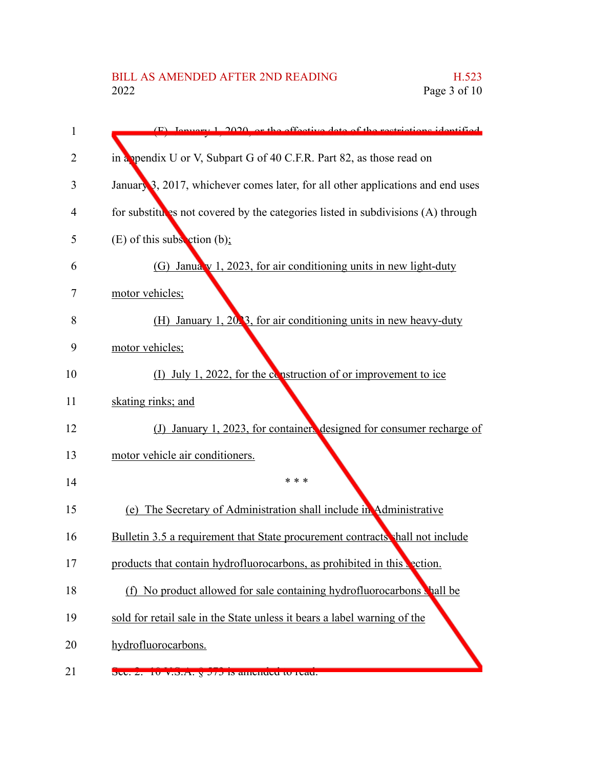(F) January 1, 2020, or the effective date of the restrictions identified in appendix U or V, Subpart G of 40 C.F.R. Part 82, as those read on January 3, 2017, whichever comes later, for all other applications and end uses for substitutes not covered by the categories listed in subdivisions (A) through (E) of this subsection (b);

(G) January 1, 2023, for air conditioning units in new light-duty motor vehicles;

(H) January 1, 2023, for air conditioning units in new heavy-duty motor vehicles;

(I) July 1, 2022, for the construction of or improvement to ice skating rinks; and

(J) January 1, 2023, for containers designed for consumer recharge of motor vehicle air conditioners.

\* \* \*

(e) The Secretary of Administration shall include in Administrative Bulletin 3.5 a requirement that State procurement contracts shall not include products that contain hydrofluorocarbons, as prohibited in this section.

(f) No product allowed for sale containing hydrofluorocarbons shall be sold for retail sale in the State unless it bears a label warning of the hydrofluorocarbons.

Sec. 2. 10 V.S.A. § 573 is amended to read: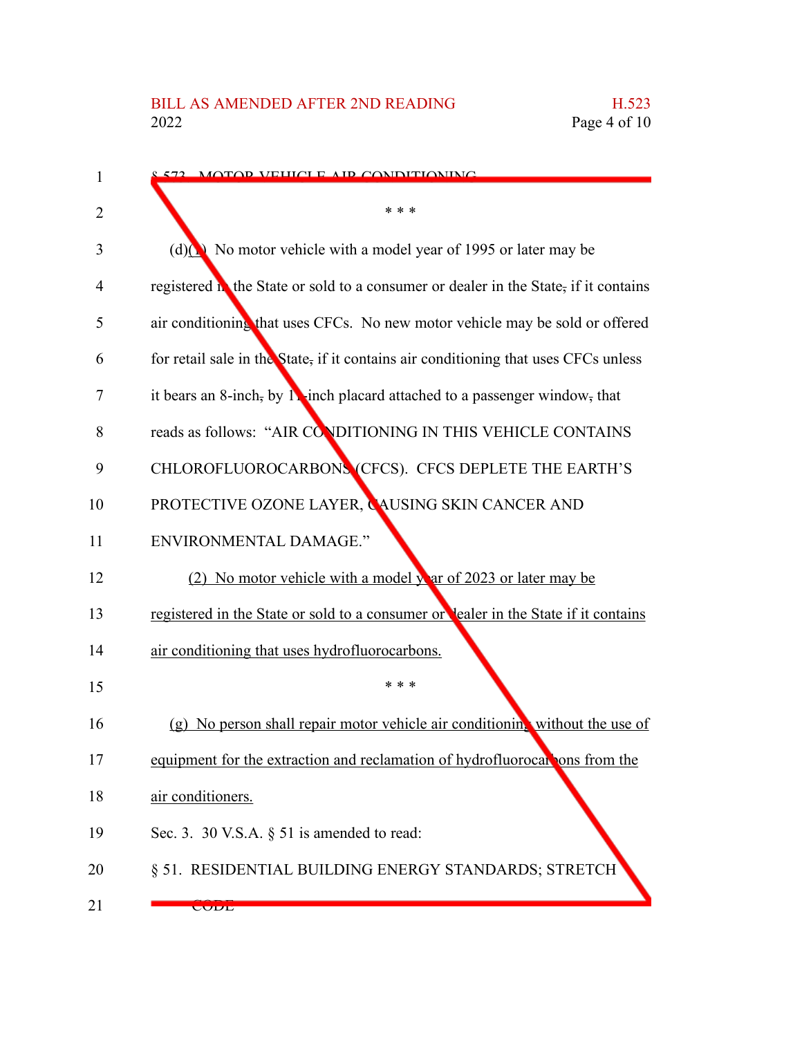§ 573. MOTOR VEHICLE AIR CONDITIONING

\* \* \*

(d)(1) No motor vehicle with a model year of 1995 or later may be registered in the State or sold to a consumer or dealer in the State, if it contains air conditioning that uses CFCs. No new motor vehicle may be sold or offered for retail sale in the State, if it contains air conditioning that uses CFCs unless it bears an 8-inch, by 11-inch placard attached to a passenger window, that reads as follows: "AIR CONDITIONING IN THIS VEHICLE CONTAINS CHLOROFLUOROCARBONS (CFCS). CFCS DEPLETE THE EARTH'S PROTECTIVE OZONE LAYER, CAUSING SKIN CANCER AND ENVIRONMENTAL DAMAGE."

(2) No motor vehicle with a model year of 2023 or later may be registered in the State or sold to a consumer or dealer in the State if it contains air conditioning that uses hydrofluorocarbons.

\* \* \*

(g) No person shall repair motor vehicle air conditioning without the use of equipment for the extraction and reclamation of hydrofluorocarbons from the air conditioners.

Sec. 3. 30 V.S.A. § 51 is amended to read:

§ 51. RESIDENTIAL BUILDING ENERGY STANDARDS; STRETCH CODE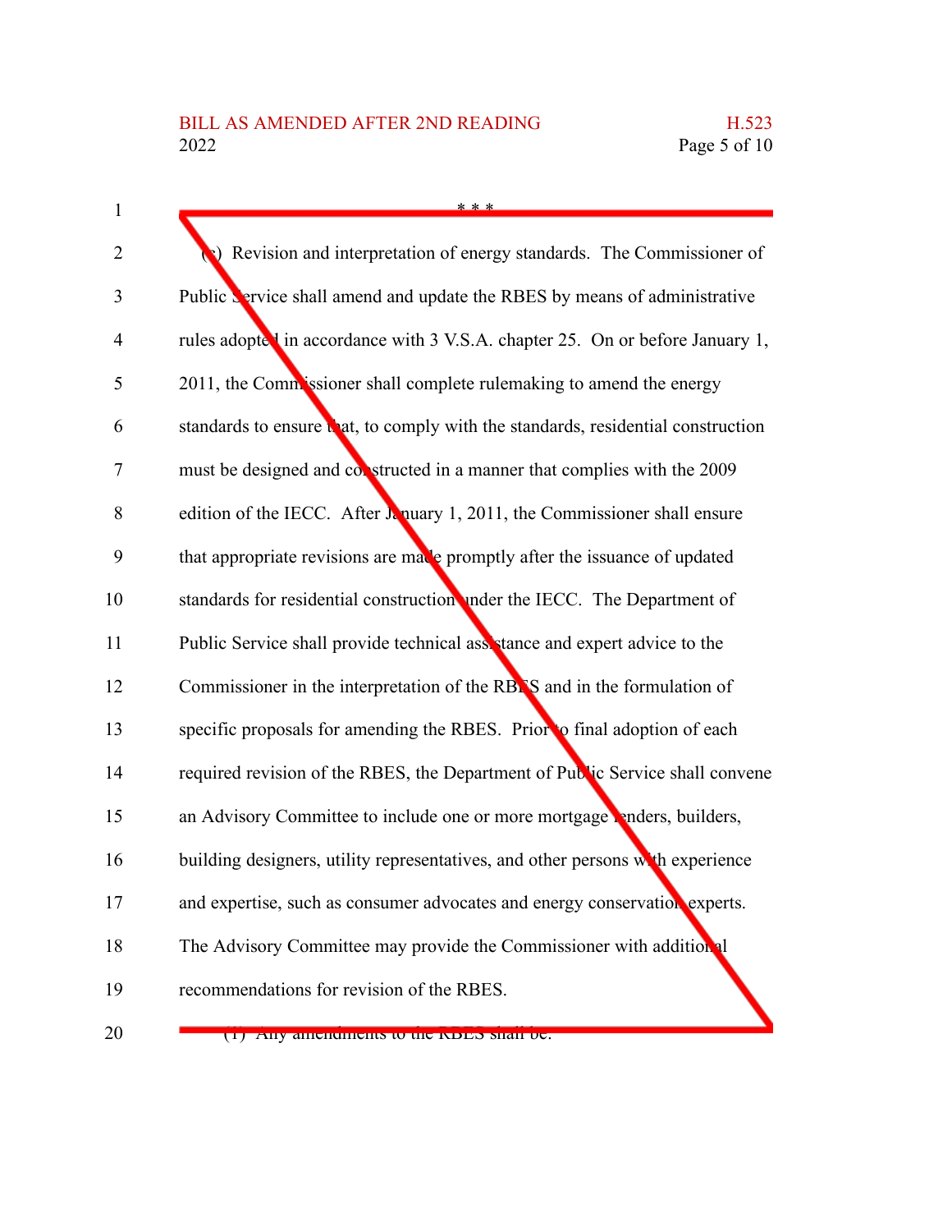\* \* \*

(c) Revision and interpretation of energy standards. The Commissioner of Public Service shall amend and update the RBES by means of administrative rules adopted in accordance with 3 V.S.A. chapter 25. On or before January 1, 2011, the Commissioner shall complete rulemaking to amend the energy standards to ensure that, to comply with the standards, residential construction must be designed and constructed in a manner that complies with the 2009 edition of the IECC. After January 1, 2011, the Commissioner shall ensure that appropriate revisions are made promptly after the issuance of updated standards for residential construction under the IECC. The Department of Public Service shall provide technical assistance and expert advice to the Commissioner in the interpretation of the RBES and in the formulation of specific proposals for amending the RBES. Prior to final adoption of each required revision of the RBES, the Department of Public Service shall convene an Advisory Committee to include one or more mortgage lenders, builders, building designers, utility representatives, and other persons with experience and expertise, such as consumer advocates and energy conservation experts. The Advisory Committee may provide the Commissioner with additional recommendations for revision of the RBES.

(1) Any amendments to the RBES shall be: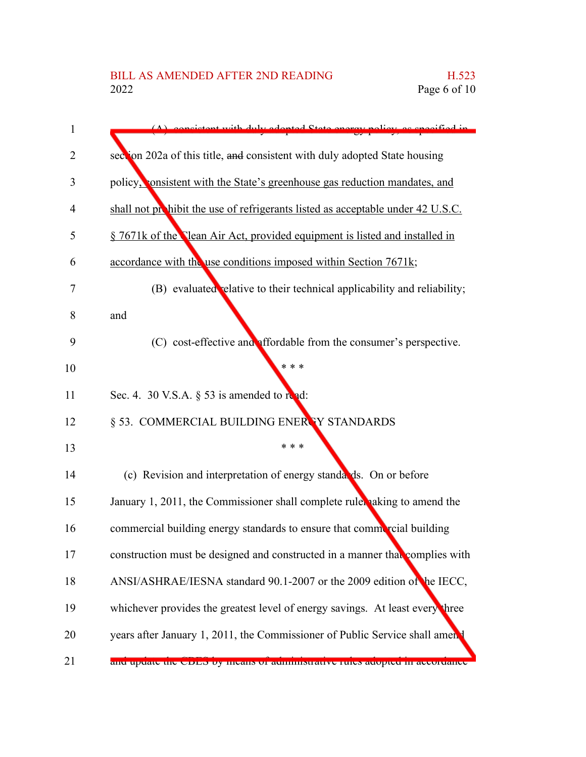(A) consistent with duly adopted State energy policy, as specified in section 202a of this title, ~~and~~ consistent with duly adopted State housing policy, consistent with the State's greenhouse gas reduction mandates, and shall not prohibit the use of refrigerants listed as acceptable under 42 U.S.C. § 7671k of the Clean Air Act, provided equipment is listed and installed in accordance with the use conditions imposed within Section 7671k;

(B) evaluated relative to their technical applicability and reliability; and

(C) cost-effective and affordable from the consumer's perspective.

\* \* \*

Sec. 4. 30 V.S.A. § 53 is amended to read:

§ 53. COMMERCIAL BUILDING ENERGY STANDARDS

\* \* \*

(c) Revision and interpretation of energy standards. On or before January 1, 2011, the Commissioner shall complete rulemaking to amend the commercial building energy standards to ensure that commercial building construction must be designed and constructed in a manner that complies with ANSI/ASHRAE/IESNA standard 90.1-2007 or the 2009 edition of the IECC, whichever provides the greatest level of energy savings. At least every three years after January 1, 2011, the Commissioner of Public Service shall amend and update the CBES by means of administrative rules adopted in accordance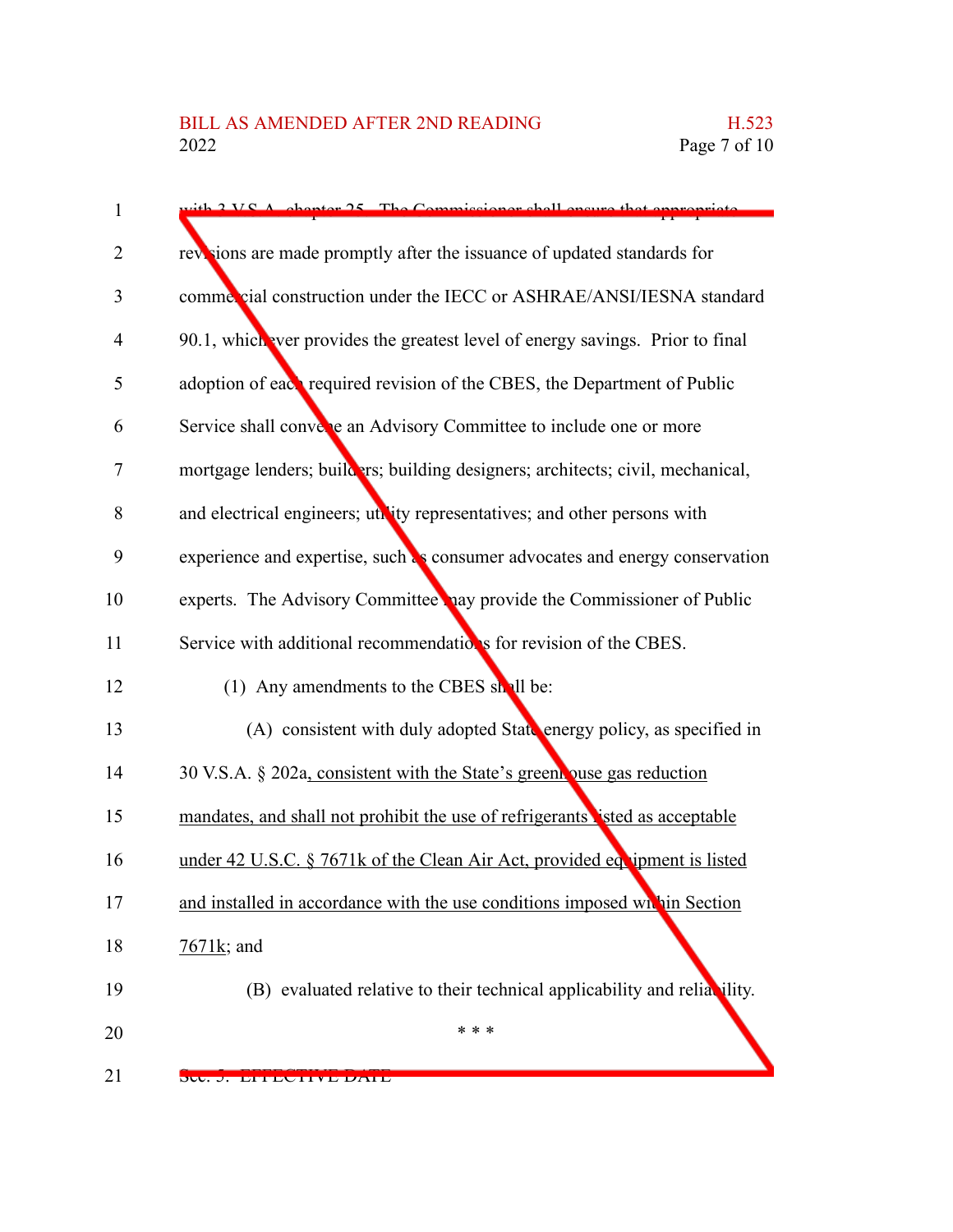with 3 V.S.A. chapter 25. The Commissioner shall ensure that appropriate revisions are made promptly after the issuance of updated standards for commercial construction under the IECC or ASHRAE/ANSI/IESNA standard 90.1, whichever provides the greatest level of energy savings. Prior to final adoption of each required revision of the CBES, the Department of Public Service shall convene an Advisory Committee to include one or more mortgage lenders; builders; building designers; architects; civil, mechanical, and electrical engineers; utility representatives; and other persons with experience and expertise, such as consumer advocates and energy conservation experts. The Advisory Committee may provide the Commissioner of Public Service with additional recommendations for revision of the CBES.

(1) Any amendments to the CBES shall be:

(A) consistent with duly adopted State energy policy, as specified in 30 V.S.A. § 202a, consistent with the State's greenhouse gas reduction mandates, and shall not prohibit the use of refrigerants listed as acceptable under 42 U.S.C. § 7671k of the Clean Air Act, provided equipment is listed and installed in accordance with the use conditions imposed within Section 7671k; and

(B) evaluated relative to their technical applicability and reliability.

\* \* \*

Sec. 5. EFFECTIVE DATE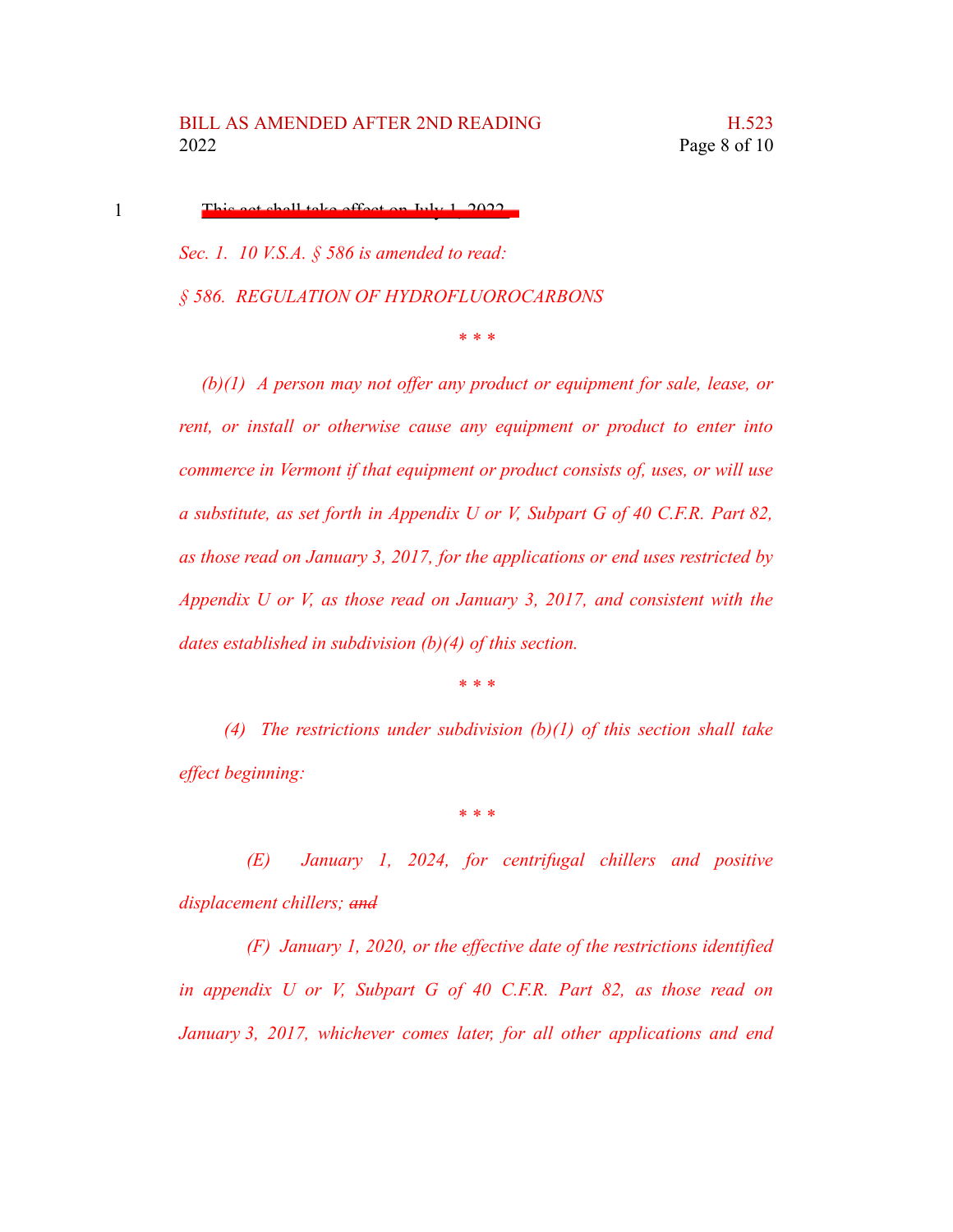~~This act shall take effect on July 1, 2022.~~

*Sec. 1. 10 V.S.A. § 586 is amended to read:*

*§ 586. REGULATION OF HYDROFLUOROCARBONS*

*\* \* \**

*(b)(1) A person may not offer any product or equipment for sale, lease, or rent, or install or otherwise cause any equipment or product to enter into commerce in Vermont if that equipment or product consists of, uses, or will use a substitute, as set forth in Appendix U or V, Subpart G of 40 C.F.R. Part 82, as those read on January 3, 2017, for the applications or end uses restricted by Appendix U or V, as those read on January 3, 2017, and consistent with the dates established in subdivision (b)(4) of this section.*

*\* \* \**

*(4) The restrictions under subdivision (b)(1) of this section shall take effect beginning:*

*\* \* \**

*(E) January 1, 2024, for centrifugal chillers and positive displacement chillers; ~~and~~*

*(F) January 1, 2020, or the effective date of the restrictions identified in appendix U or V, Subpart G of 40 C.F.R. Part 82, as those read on January 3, 2017, whichever comes later, for all other applications and end*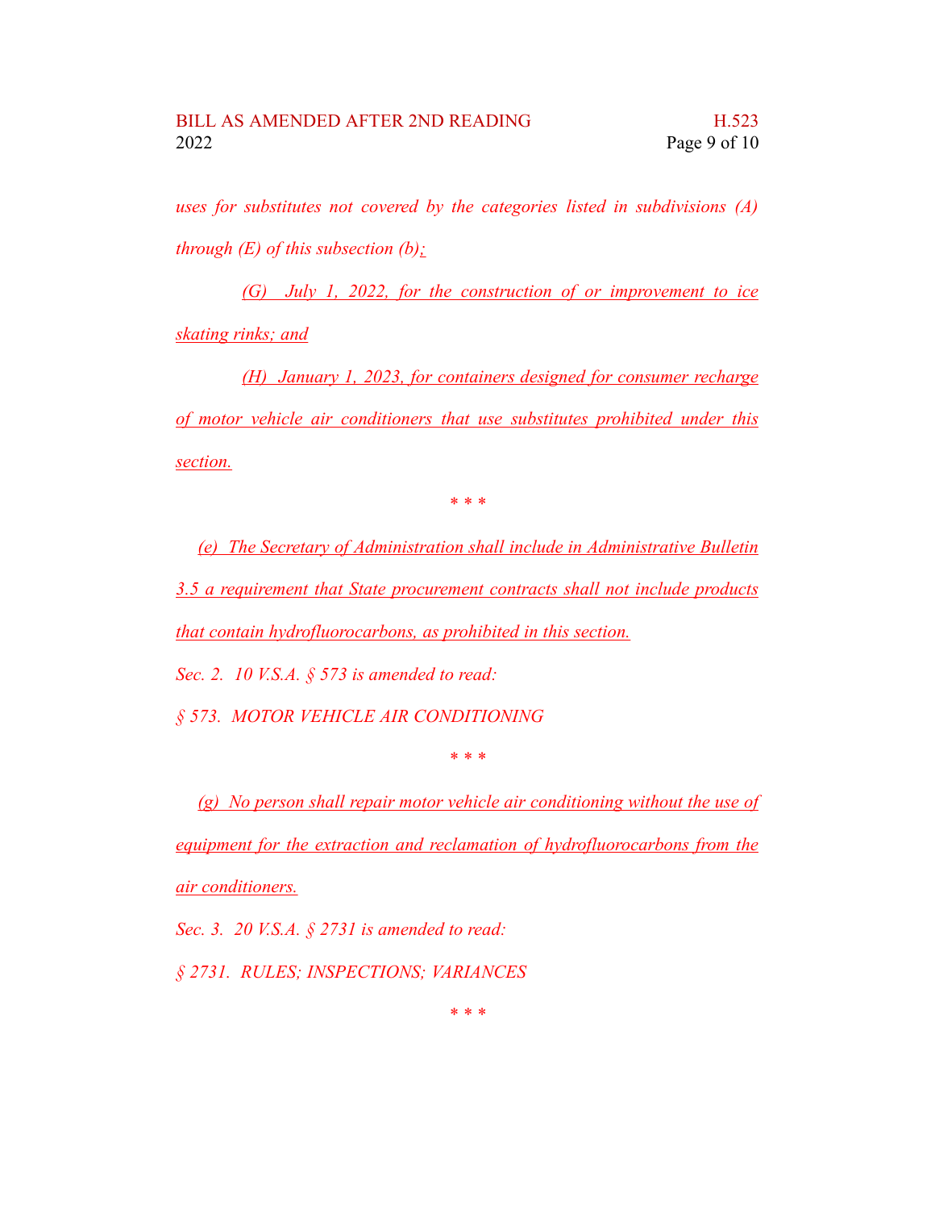*uses for substitutes not covered by the categories listed in subdivisions (A) through (E) of this subsection (b);*

*(G) July 1, 2022, for the construction of or improvement to ice skating rinks; and*

*(H) January 1, 2023, for containers designed for consumer recharge of motor vehicle air conditioners that use substitutes prohibited under this section.*

\* \* \*

*(e) The Secretary of Administration shall include in Administrative Bulletin 3.5 a requirement that State procurement contracts shall not include products that contain hydrofluorocarbons, as prohibited in this section.*

*Sec. 2. 10 V.S.A. § 573 is amended to read:*

*§ 573. MOTOR VEHICLE AIR CONDITIONING*

\* \* \*

*(g) No person shall repair motor vehicle air conditioning without the use of equipment for the extraction and reclamation of hydrofluorocarbons from the air conditioners.*

*Sec. 3. 20 V.S.A. § 2731 is amended to read:*

*§ 2731. RULES; INSPECTIONS; VARIANCES*

\* \* \*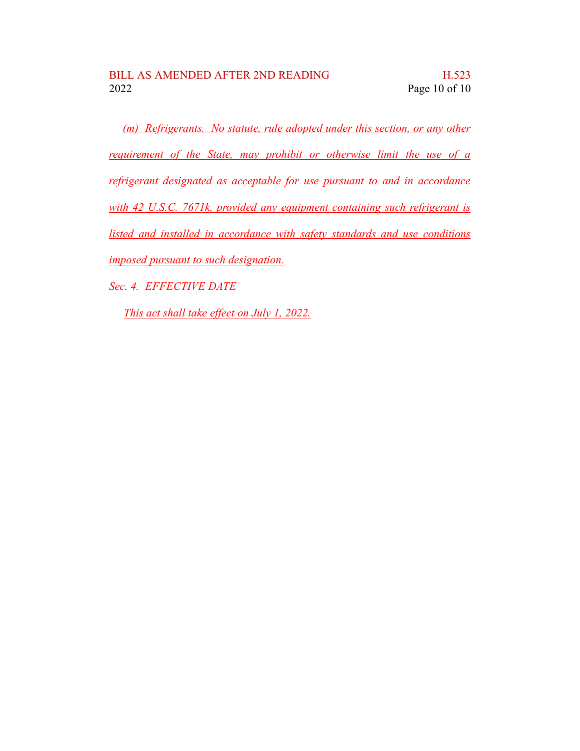*(m) Refrigerants. No statute, rule adopted under this section, or any other requirement of the State, may prohibit or otherwise limit the use of a refrigerant designated as acceptable for use pursuant to and in accordance with 42 U.S.C. 7671k, provided any equipment containing such refrigerant is listed and installed in accordance with safety standards and use conditions imposed pursuant to such designation.*

*Sec. 4. EFFECTIVE DATE*

*This act shall take effect on July 1, 2022.*